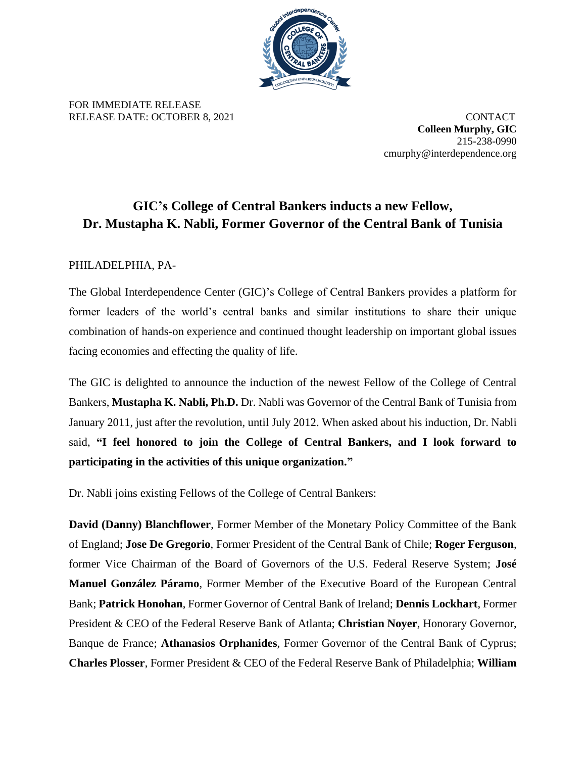FOR IMMEDIATE RELEASE
RELEASE DATE: OCTOBER 8, 2021

CONTACT
**Colleen Murphy, GIC**
215-238-0990
cmurphy@interdependence.org

# GIC's College of Central Bankers inducts a new Fellow, Dr. Mustapha K. Nabli, Former Governor of the Central Bank of Tunisia

PHILADELPHIA, PA-

The Global Interdependence Center (GIC)'s College of Central Bankers provides a platform for former leaders of the world's central banks and similar institutions to share their unique combination of hands-on experience and continued thought leadership on important global issues facing economies and effecting the quality of life.

The GIC is delighted to announce the induction of the newest Fellow of the College of Central Bankers, **Mustapha K. Nabli, Ph.D.** Dr. Nabli was Governor of the Central Bank of Tunisia from January 2011, just after the revolution, until July 2012. When asked about his induction, Dr. Nabli said, **"I feel honored to join the College of Central Bankers, and I look forward to participating in the activities of this unique organization."**

Dr. Nabli joins existing Fellows of the College of Central Bankers:

**David (Danny) Blanchflower**, Former Member of the Monetary Policy Committee of the Bank of England; **Jose De Gregorio**, Former President of the Central Bank of Chile; **Roger Ferguson**, former Vice Chairman of the Board of Governors of the U.S. Federal Reserve System; **José Manuel González Páramo**, Former Member of the Executive Board of the European Central Bank; **Patrick Honohan**, Former Governor of Central Bank of Ireland; **Dennis Lockhart**, Former President & CEO of the Federal Reserve Bank of Atlanta; **Christian Noyer**, Honorary Governor, Banque de France; **Athanasios Orphanides**, Former Governor of the Central Bank of Cyprus; **Charles Plosser**, Former President & CEO of the Federal Reserve Bank of Philadelphia; **William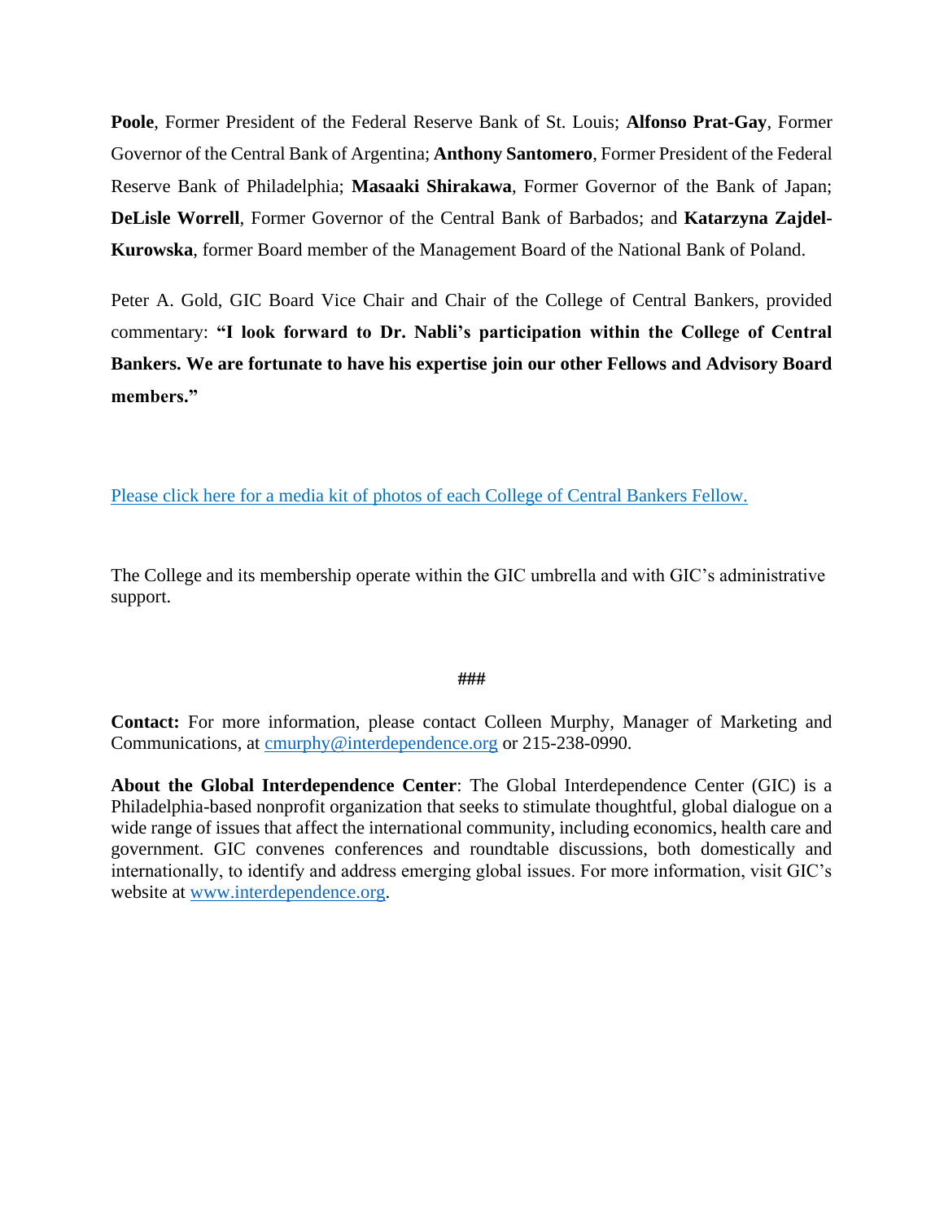**Poole**, Former President of the Federal Reserve Bank of St. Louis; **Alfonso Prat-Gay**, Former Governor of the Central Bank of Argentina; **Anthony Santomero**, Former President of the Federal Reserve Bank of Philadelphia; **Masaaki Shirakawa**, Former Governor of the Bank of Japan; **DeLisle Worrell**, Former Governor of the Central Bank of Barbados; and **Katarzyna Zajdel-Kurowska**, former Board member of the Management Board of the National Bank of Poland.

Peter A. Gold, GIC Board Vice Chair and Chair of the College of Central Bankers, provided commentary: **"I look forward to Dr. Nabli's participation within the College of Central Bankers. We are fortunate to have his expertise join our other Fellows and Advisory Board members."**

Please click here for a media kit of photos of each College of Central Bankers Fellow.

The College and its membership operate within the GIC umbrella and with GIC's administrative support.

**###**

**Contact:** For more information, please contact Colleen Murphy, Manager of Marketing and Communications, at cmurphy@interdependence.org or 215-238-0990.

**About the Global Interdependence Center**: The Global Interdependence Center (GIC) is a Philadelphia-based nonprofit organization that seeks to stimulate thoughtful, global dialogue on a wide range of issues that affect the international community, including economics, health care and government. GIC convenes conferences and roundtable discussions, both domestically and internationally, to identify and address emerging global issues. For more information, visit GIC's website at www.interdependence.org.